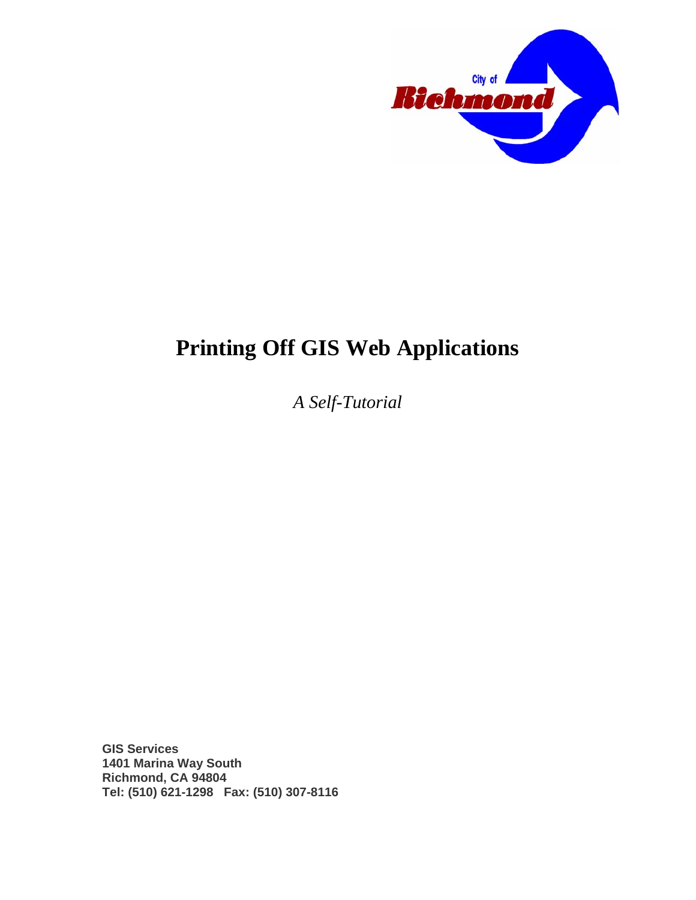# Printing Off GIS Web Applications

*A Self-Tutorial*

**GIS Services**
**1401 Marina Way South**
**Richmond, CA 94804**
**Tel: (510) 621-1298   Fax: (510) 307-8116**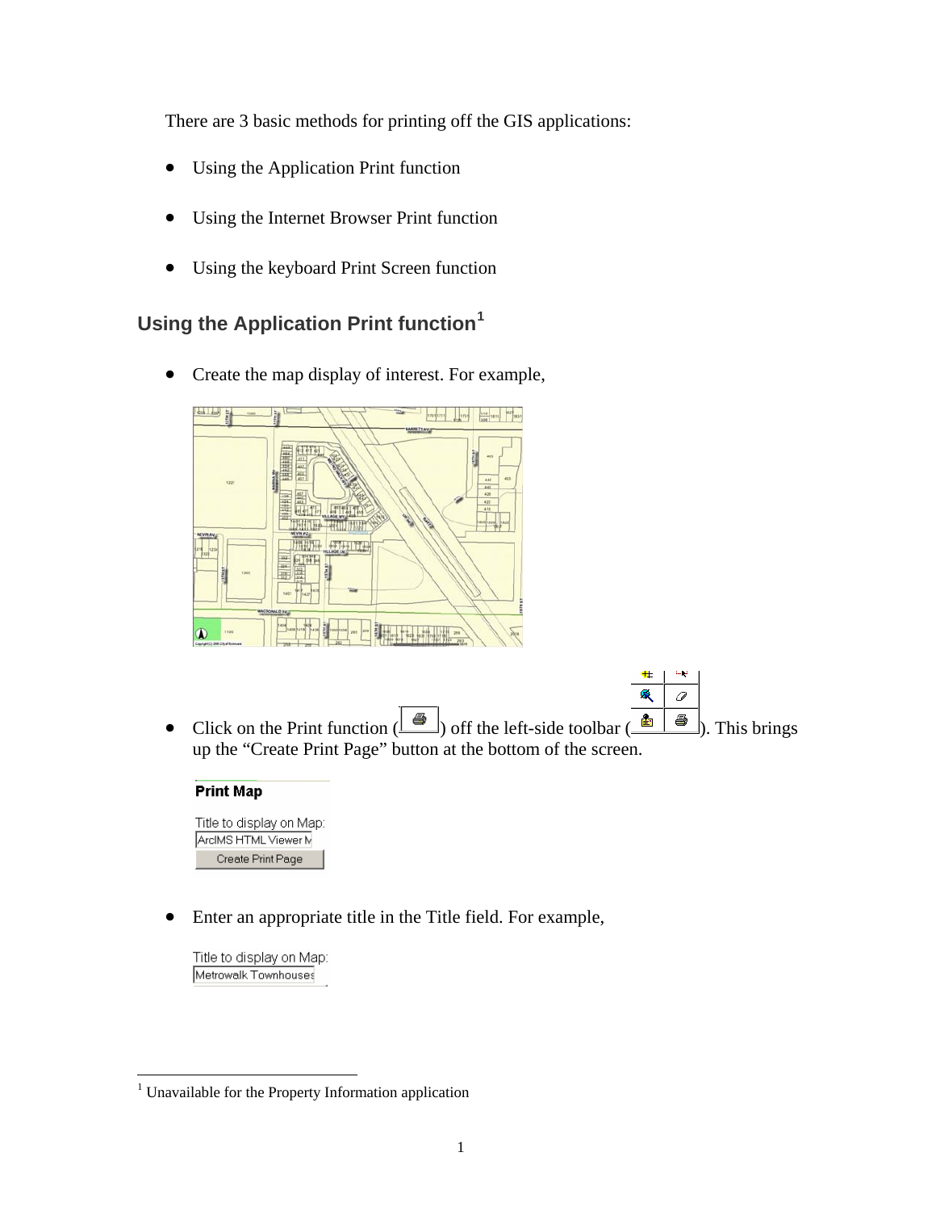There are 3 basic methods for printing off the GIS applications:

- Using the Application Print function
- Using the Internet Browser Print function
- Using the keyboard Print Screen function

## Using the Application Print function[1]

- Create the map display of interest. For example,

- Click on the Print function ( ) off the left-side toolbar ( ). This brings up the "Create Print Page" button at the bottom of the screen.

- Enter an appropriate title in the Title field. For example,

---

[1] Unavailable for the Property Information application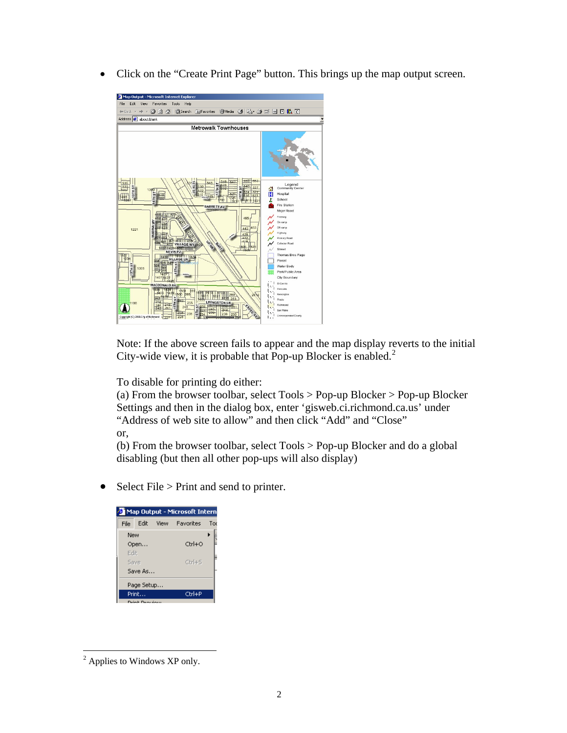- Click on the “Create Print Page” button. This brings up the map output screen.

  Note: If the above screen fails to appear and the map display reverts to the initial City-wide view, it is probable that Pop-up Blocker is enabled.[2]

  To disable for printing do either:
  (a) From the browser toolbar, select Tools > Pop-up Blocker > Pop-up Blocker Settings and then in the dialog box, enter ‘gisweb.ci.richmond.ca.us’ under “Address of web site to allow” and then click “Add” and “Close”
  or,
  (b) From the browser toolbar, select Tools > Pop-up Blocker and do a global disabling (but then all other pop-ups will also display)

- Select File > Print and send to printer.

[2] Applies to Windows XP only.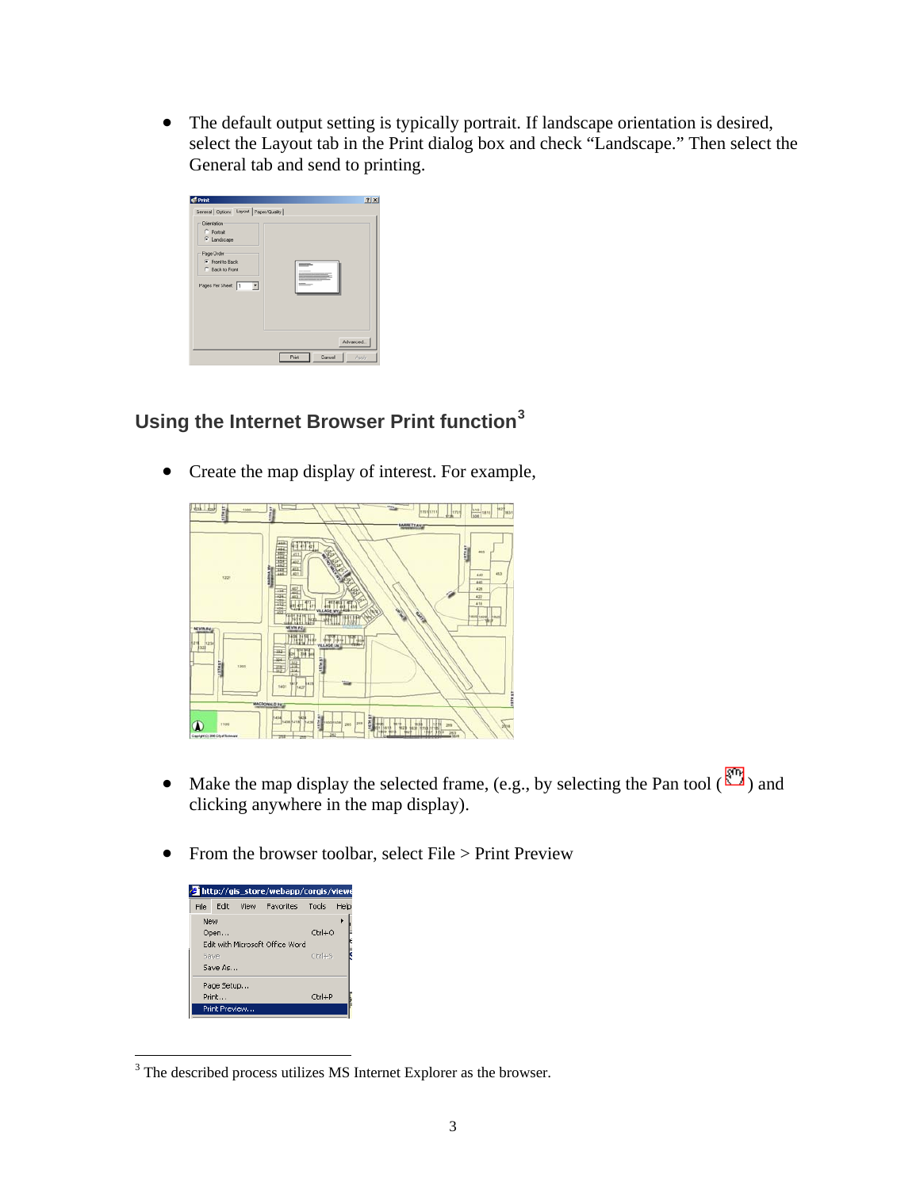- The default output setting is typically portrait. If landscape orientation is desired, select the Layout tab in the Print dialog box and check "Landscape." Then select the General tab and send to printing.

## Using the Internet Browser Print function[3]

- Create the map display of interest. For example,

- Make the map display the selected frame, (e.g., by selecting the Pan tool ( ) and clicking anywhere in the map display).

- From the browser toolbar, select File > Print Preview

[3] The described process utilizes MS Internet Explorer as the browser.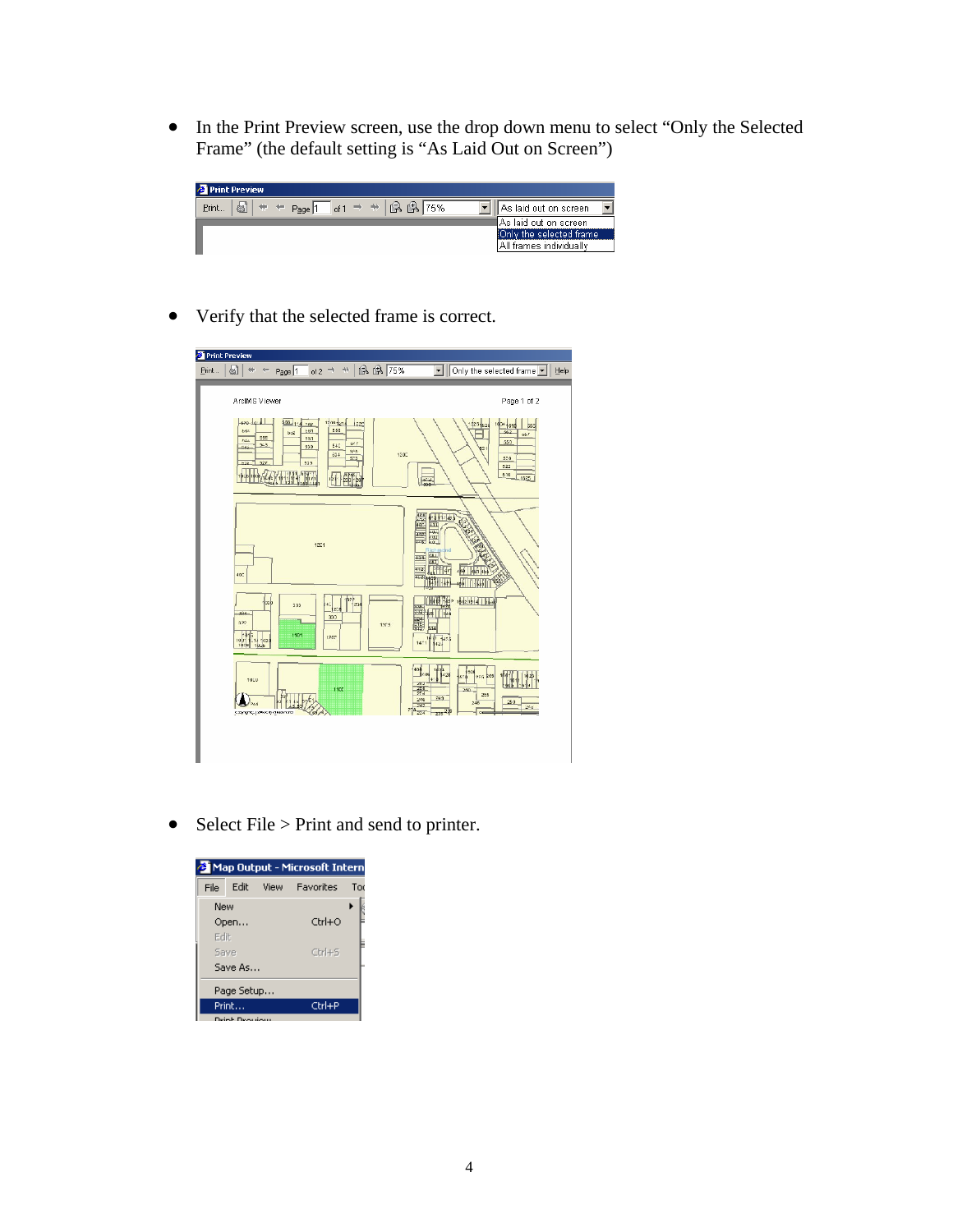- In the Print Preview screen, use the drop down menu to select "Only the Selected Frame" (the default setting is "As Laid Out on Screen")

- Verify that the selected frame is correct.

- Select File > Print and send to printer.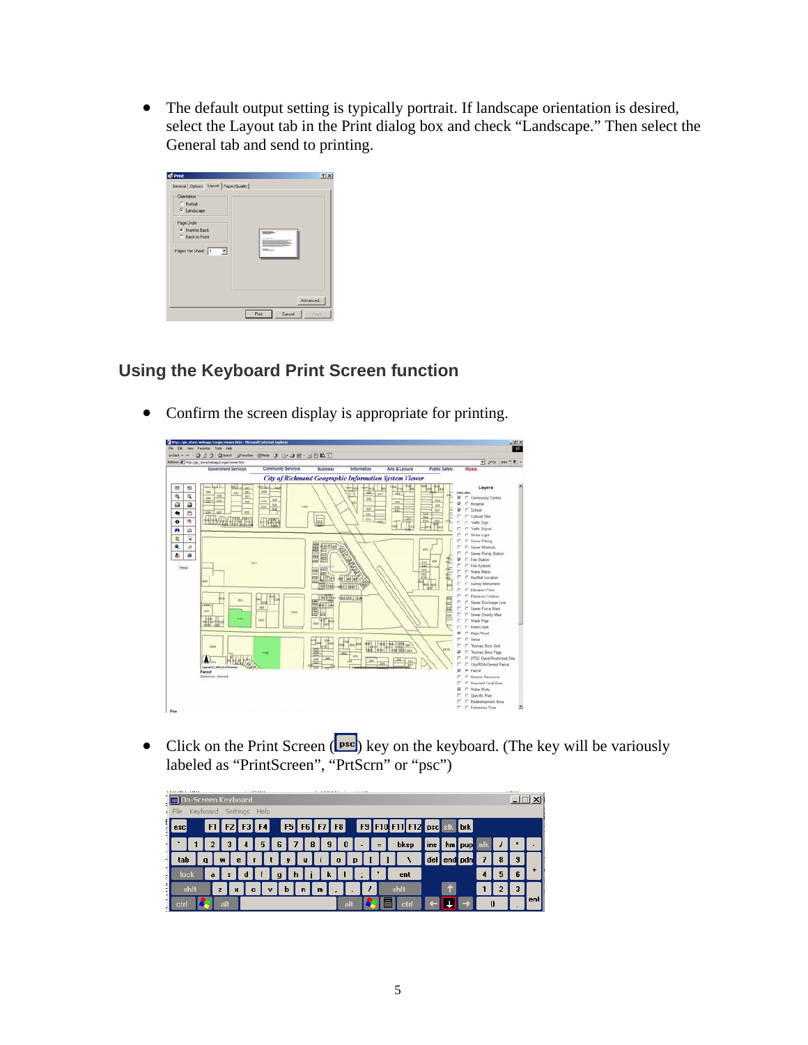- The default output setting is typically portrait. If landscape orientation is desired, select the Layout tab in the Print dialog box and check “Landscape.” Then select the General tab and send to printing.

## Using the Keyboard Print Screen function

- Confirm the screen display is appropriate for printing.

- Click on the Print Screen (psc) key on the keyboard. (The key will be variously labeled as “PrintScreen”, “PrtScrn” or “psc”)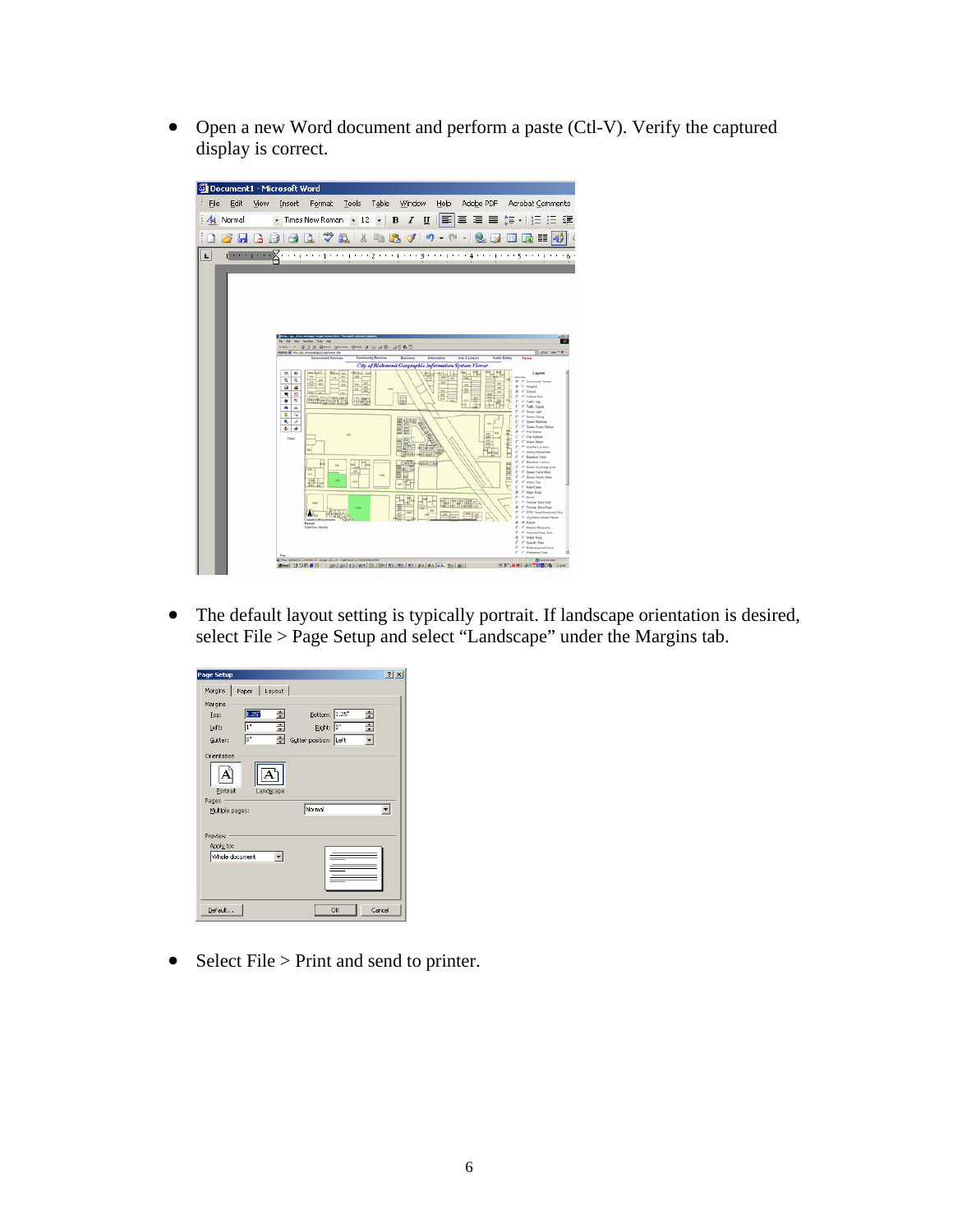- Open a new Word document and perform a paste (Ctl-V). Verify the captured display is correct.

- The default layout setting is typically portrait. If landscape orientation is desired, select File > Page Setup and select "Landscape" under the Margins tab.

- Select File > Print and send to printer.